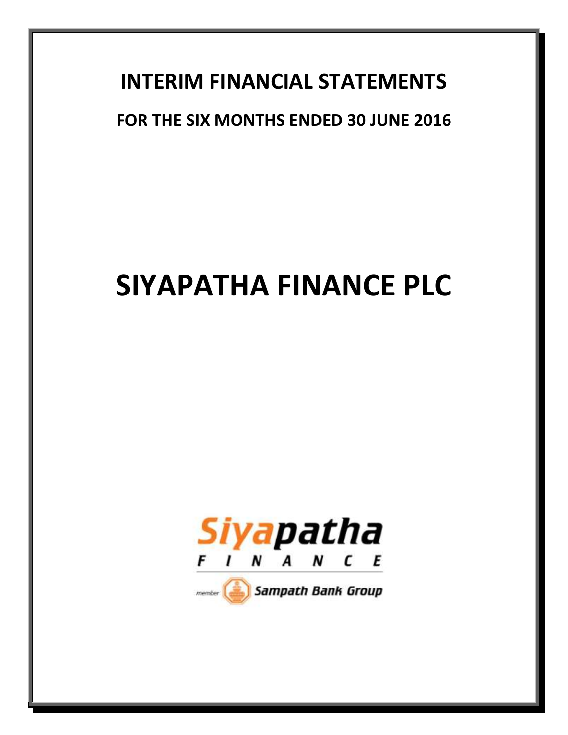# INTERIM FINANCIAL STATEMENTS

## FOR THE SIX MONTHS ENDED 30 JUNE 2016

# SIYAPATHA FINANCE PLC

Siyapatha FINANCE

member Sampath Bank Group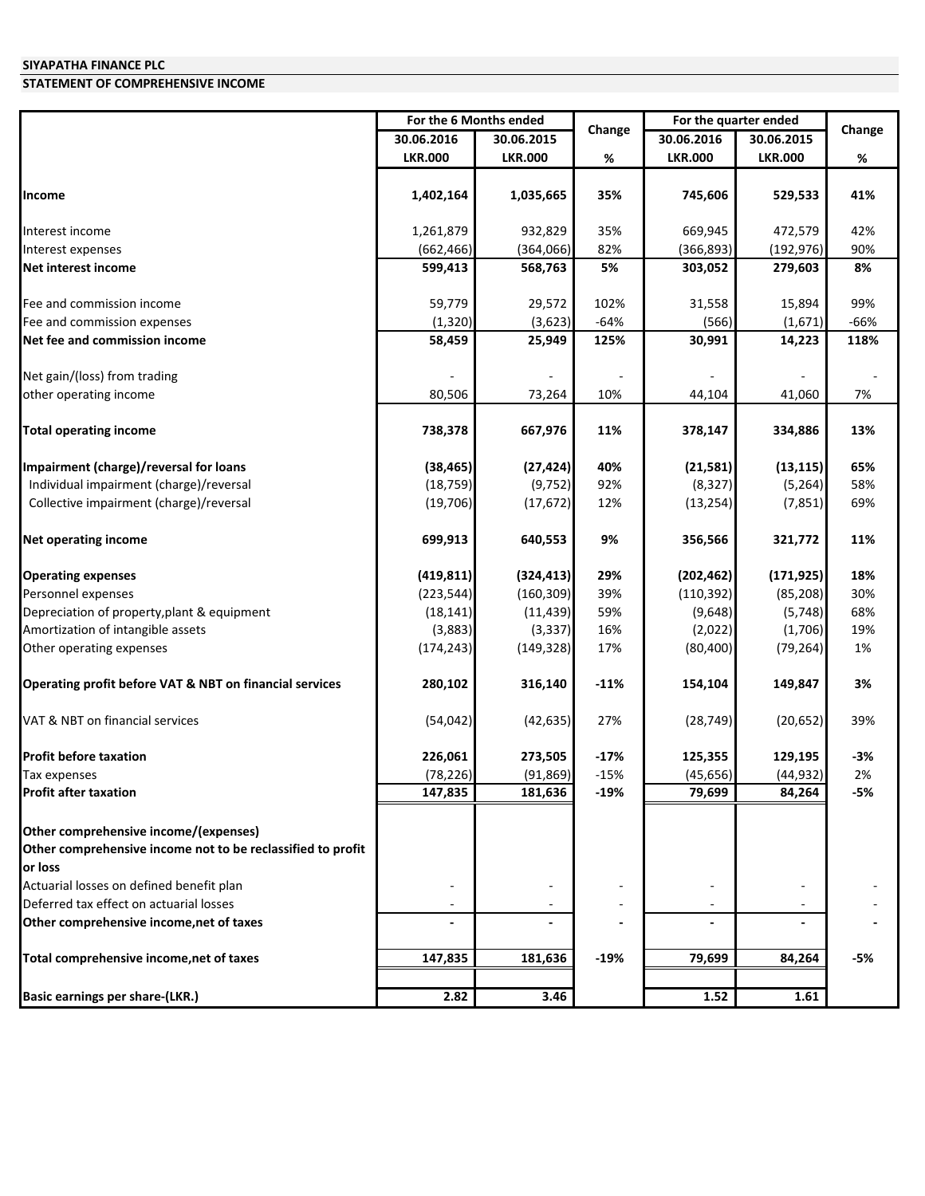**SIYAPATHA FINANCE PLC**

**STATEMENT OF COMPREHENSIVE INCOME**

| | For the 6 Months ended | | Change | For the quarter ended | | Change |
|---|---|---|---|---|---|---|
| | 30.06.2016 | 30.06.2015 | | 30.06.2016 | 30.06.2015 | |
| | LKR.000 | LKR.000 | % | LKR.000 | LKR.000 | % |
| **Income** | **1,402,164** | **1,035,665** | **35%** | **745,606** | **529,533** | **41%** |
| Interest income | 1,261,879 | 932,829 | 35% | 669,945 | 472,579 | 42% |
| Interest expenses | (662,466) | (364,066) | 82% | (366,893) | (192,976) | 90% |
| **Net interest income** | **599,413** | **568,763** | **5%** | **303,052** | **279,603** | **8%** |
| Fee and commission income | 59,779 | 29,572 | 102% | 31,558 | 15,894 | 99% |
| Fee and commission expenses | (1,320) | (3,623) | -64% | (566) | (1,671) | -66% |
| **Net fee and commission income** | **58,459** | **25,949** | **125%** | **30,991** | **14,223** | **118%** |
| Net gain/(loss) from trading | - | - | - | - | - | - |
| other operating income | 80,506 | 73,264 | 10% | 44,104 | 41,060 | 7% |
| **Total operating income** | **738,378** | **667,976** | **11%** | **378,147** | **334,886** | **13%** |
| **Impairment (charge)/reversal for loans** | **(38,465)** | **(27,424)** | **40%** | **(21,581)** | **(13,115)** | **65%** |
| Individual impairment (charge)/reversal | (18,759) | (9,752) | 92% | (8,327) | (5,264) | 58% |
| Collective impairment (charge)/reversal | (19,706) | (17,672) | 12% | (13,254) | (7,851) | 69% |
| **Net operating income** | **699,913** | **640,553** | **9%** | **356,566** | **321,772** | **11%** |
| **Operating expenses** | **(419,811)** | **(324,413)** | **29%** | **(202,462)** | **(171,925)** | **18%** |
| Personnel expenses | (223,544) | (160,309) | 39% | (110,392) | (85,208) | 30% |
| Depreciation of property,plant & equipment | (18,141) | (11,439) | 59% | (9,648) | (5,748) | 68% |
| Amortization of intangible assets | (3,883) | (3,337) | 16% | (2,022) | (1,706) | 19% |
| Other operating expenses | (174,243) | (149,328) | 17% | (80,400) | (79,264) | 1% |
| **Operating profit before VAT & NBT on financial services** | **280,102** | **316,140** | **-11%** | **154,104** | **149,847** | **3%** |
| VAT & NBT on financial services | (54,042) | (42,635) | 27% | (28,749) | (20,652) | 39% |
| **Profit before taxation** | **226,061** | **273,505** | **-17%** | **125,355** | **129,195** | **-3%** |
| Tax expenses | (78,226) | (91,869) | -15% | (45,656) | (44,932) | 2% |
| **Profit after taxation** | **147,835** | **181,636** | **-19%** | **79,699** | **84,264** | **-5%** |
| **Other comprehensive income/(expenses)** | | | | | | |
| **Other comprehensive income not to be reclassified to profit or loss** | | | | | | |
| Actuarial losses on defined benefit plan | - | - | - | - | - | - |
| Deferred tax effect on actuarial losses | - | - | - | - | - | - |
| **Other comprehensive income,net of taxes** | **-** | **-** | **-** | **-** | **-** | **-** |
| **Total comprehensive income,net of taxes** | **147,835** | **181,636** | **-19%** | **79,699** | **84,264** | **-5%** |
| **Basic earnings per share-(LKR.)** | **2.82** | **3.46** | | **1.52** | **1.61** | |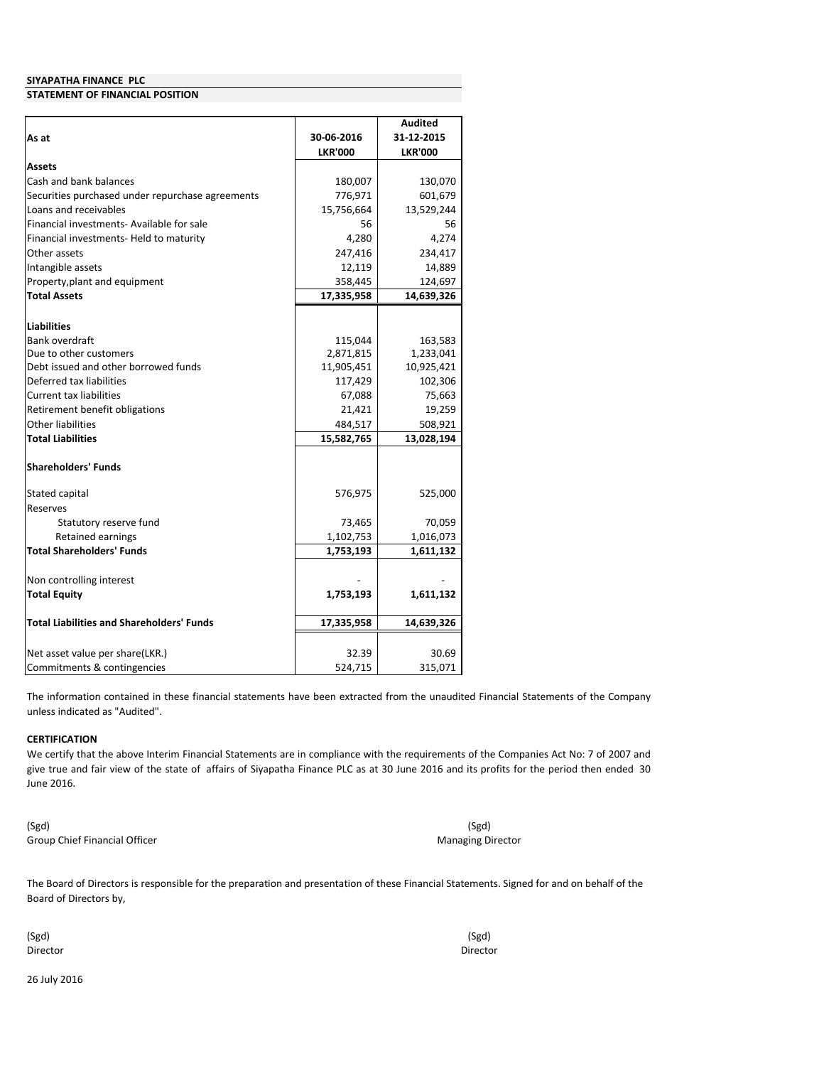**SIYAPATHA FINANCE PLC**

**STATEMENT OF FINANCIAL POSITION**

| As at | 30-06-2016 | Audited 31-12-2015 |
|---|---|---|
| | LKR'000 | LKR'000 |
| **Assets** | | |
| Cash and bank balances | 180,007 | 130,070 |
| Securities purchased under repurchase agreements | 776,971 | 601,679 |
| Loans and receivables | 15,756,664 | 13,529,244 |
| Financial investments- Available for sale | 56 | 56 |
| Financial investments- Held to maturity | 4,280 | 4,274 |
| Other assets | 247,416 | 234,417 |
| Intangible assets | 12,119 | 14,889 |
| Property,plant and equipment | 358,445 | 124,697 |
| **Total Assets** | **17,335,958** | **14,639,326** |
| **Liabilities** | | |
| Bank overdraft | 115,044 | 163,583 |
| Due to other customers | 2,871,815 | 1,233,041 |
| Debt issued and other borrowed funds | 11,905,451 | 10,925,421 |
| Deferred tax liabilities | 117,429 | 102,306 |
| Current tax liabilities | 67,088 | 75,663 |
| Retirement benefit obligations | 21,421 | 19,259 |
| Other liabilities | 484,517 | 508,921 |
| **Total Liabilities** | **15,582,765** | **13,028,194** |
| **Shareholders' Funds** | | |
| Stated capital | 576,975 | 525,000 |
| Reserves | | |
| Statutory reserve fund | 73,465 | 70,059 |
| Retained earnings | 1,102,753 | 1,016,073 |
| **Total Shareholders' Funds** | **1,753,193** | **1,611,132** |
| Non controlling interest | - | - |
| **Total Equity** | **1,753,193** | **1,611,132** |
| **Total Liabilities and Shareholders' Funds** | **17,335,958** | **14,639,326** |
| Net asset value per share(LKR.) | 32.39 | 30.69 |
| Commitments & contingencies | 524,715 | 315,071 |

The information contained in these financial statements have been extracted from the unaudited Financial Statements of the Company unless indicated as "Audited".

**CERTIFICATION**

We certify that the above Interim Financial Statements are in compliance with the requirements of the Companies Act No: 7 of 2007 and give true and fair view of the state of affairs of Siyapatha Finance PLC as at 30 June 2016 and its profits for the period then ended 30 June 2016.

(Sgd)
Group Chief Financial Officer

(Sgd)
Managing Director

The Board of Directors is responsible for the preparation and presentation of these Financial Statements. Signed for and on behalf of the Board of Directors by,

(Sgd)
Director

(Sgd)
Director

26 July 2016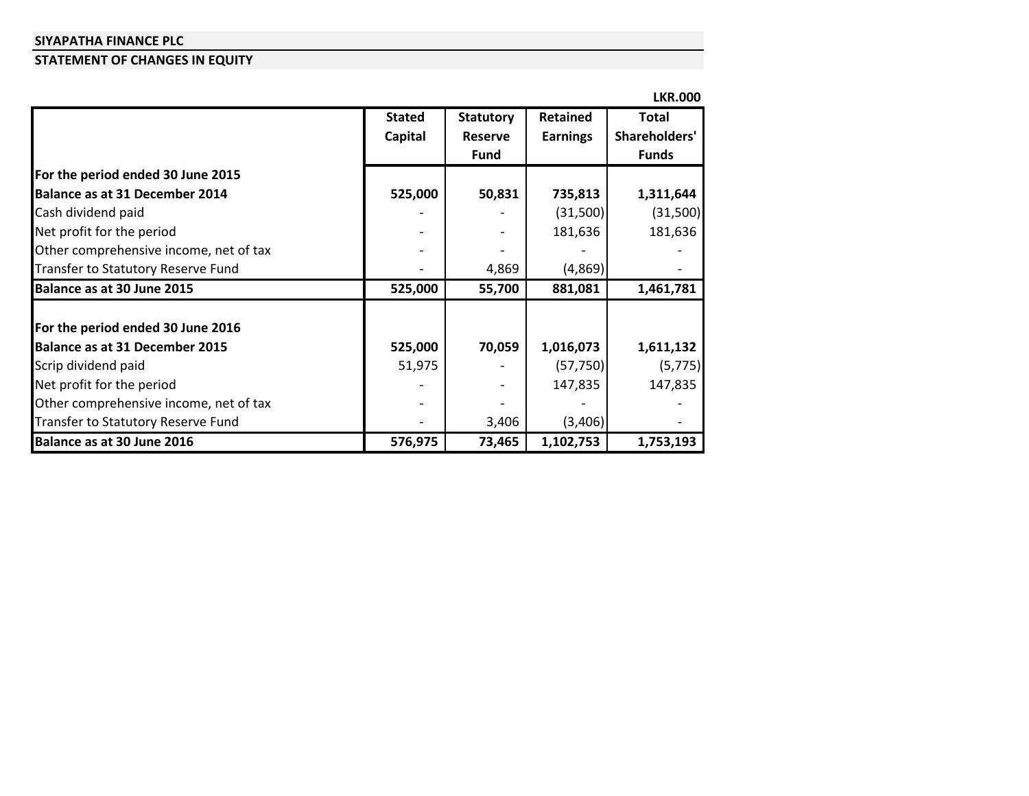**SIYAPATHA FINANCE PLC**

**STATEMENT OF CHANGES IN EQUITY**

**LKR.000**

| | Stated Capital | Statutory Reserve Fund | Retained Earnings | Total Shareholders' Funds |
|---|---|---|---|---|
| **For the period ended 30 June 2015** | | | | |
| **Balance as at 31 December 2014** | **525,000** | **50,831** | **735,813** | **1,311,644** |
| Cash dividend paid | - | - | (31,500) | (31,500) |
| Net profit for the period | - | - | 181,636 | 181,636 |
| Other comprehensive income, net of tax | - | - | - | - |
| Transfer to Statutory Reserve Fund | - | 4,869 | (4,869) | - |
| **Balance as at 30 June 2015** | **525,000** | **55,700** | **881,081** | **1,461,781** |
| | | | | |
| **For the period ended 30 June 2016** | | | | |
| **Balance as at 31 December 2015** | **525,000** | **70,059** | **1,016,073** | **1,611,132** |
| Scrip dividend paid | 51,975 | - | (57,750) | (5,775) |
| Net profit for the period | - | - | 147,835 | 147,835 |
| Other comprehensive income, net of tax | - | - | - | - |
| Transfer to Statutory Reserve Fund | - | 3,406 | (3,406) | - |
| **Balance as at 30 June 2016** | **576,975** | **73,465** | **1,102,753** | **1,753,193** |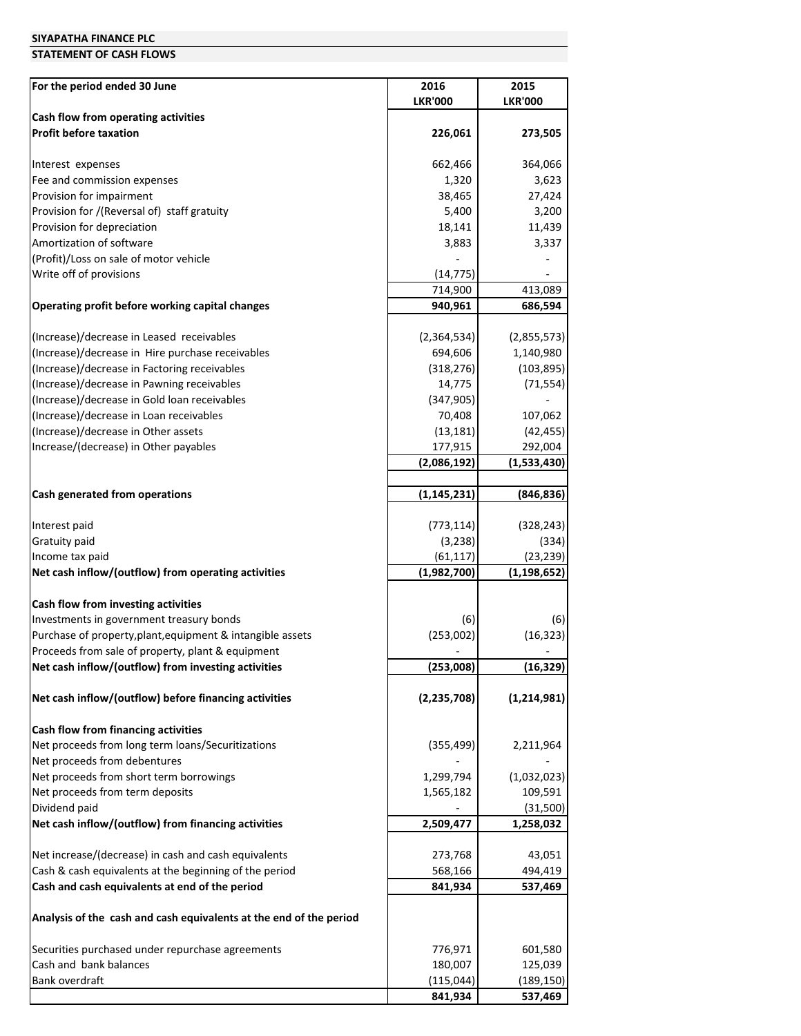**SIYAPATHA FINANCE PLC**

**STATEMENT OF CASH FLOWS**

| For the period ended 30 June | 2016 LKR'000 | 2015 LKR'000 |
|---|---|---|
| **Cash flow from operating activities** | | |
| **Profit before taxation** | **226,061** | **273,505** |
| | | |
| Interest expenses | 662,466 | 364,066 |
| Fee and commission expenses | 1,320 | 3,623 |
| Provision for impairment | 38,465 | 27,424 |
| Provision for /(Reversal of) staff gratuity | 5,400 | 3,200 |
| Provision for depreciation | 18,141 | 11,439 |
| Amortization of software | 3,883 | 3,337 |
| (Profit)/Loss on sale of motor vehicle | - | - |
| Write off of provisions | (14,775) | - |
| | 714,900 | 413,089 |
| **Operating profit before working capital changes** | **940,961** | **686,594** |
| | | |
| (Increase)/decrease in Leased receivables | (2,364,534) | (2,855,573) |
| (Increase)/decrease in Hire purchase receivables | 694,606 | 1,140,980 |
| (Increase)/decrease in Factoring receivables | (318,276) | (103,895) |
| (Increase)/decrease in Pawning receivables | 14,775 | (71,554) |
| (Increase)/decrease in Gold loan receivables | (347,905) | - |
| (Increase)/decrease in Loan receivables | 70,408 | 107,062 |
| (Increase)/decrease in Other assets | (13,181) | (42,455) |
| Increase/(decrease) in Other payables | 177,915 | 292,004 |
| | **(2,086,192)** | **(1,533,430)** |
| | | |
| **Cash generated from operations** | **(1,145,231)** | **(846,836)** |
| | | |
| Interest paid | (773,114) | (328,243) |
| Gratuity paid | (3,238) | (334) |
| Income tax paid | (61,117) | (23,239) |
| **Net cash inflow/(outflow) from operating activities** | **(1,982,700)** | **(1,198,652)** |
| | | |
| **Cash flow from investing activities** | | |
| Investments in government treasury bonds | (6) | (6) |
| Purchase of property,plant,equipment & intangible assets | (253,002) | (16,323) |
| Proceeds from sale of property, plant & equipment | - | - |
| **Net cash inflow/(outflow) from investing activities** | **(253,008)** | **(16,329)** |
| | | |
| **Net cash inflow/(outflow) before financing activities** | **(2,235,708)** | **(1,214,981)** |
| | | |
| **Cash flow from financing activities** | | |
| Net proceeds from long term loans/Securitizations | (355,499) | 2,211,964 |
| Net proceeds from debentures | - | - |
| Net proceeds from short term borrowings | 1,299,794 | (1,032,023) |
| Net proceeds from term deposits | 1,565,182 | 109,591 |
| Dividend paid | - | (31,500) |
| **Net cash inflow/(outflow) from financing activities** | **2,509,477** | **1,258,032** |
| | | |
| Net increase/(decrease) in cash and cash equivalents | 273,768 | 43,051 |
| Cash & cash equivalents at the beginning of the period | 568,166 | 494,419 |
| **Cash and cash equivalents at end of the period** | **841,934** | **537,469** |
| | | |
| **Analysis of the cash and cash equivalents at the end of the period** | | |
| | | |
| Securities purchased under repurchase agreements | 776,971 | 601,580 |
| Cash and bank balances | 180,007 | 125,039 |
| Bank overdraft | (115,044) | (189,150) |
| | **841,934** | **537,469** |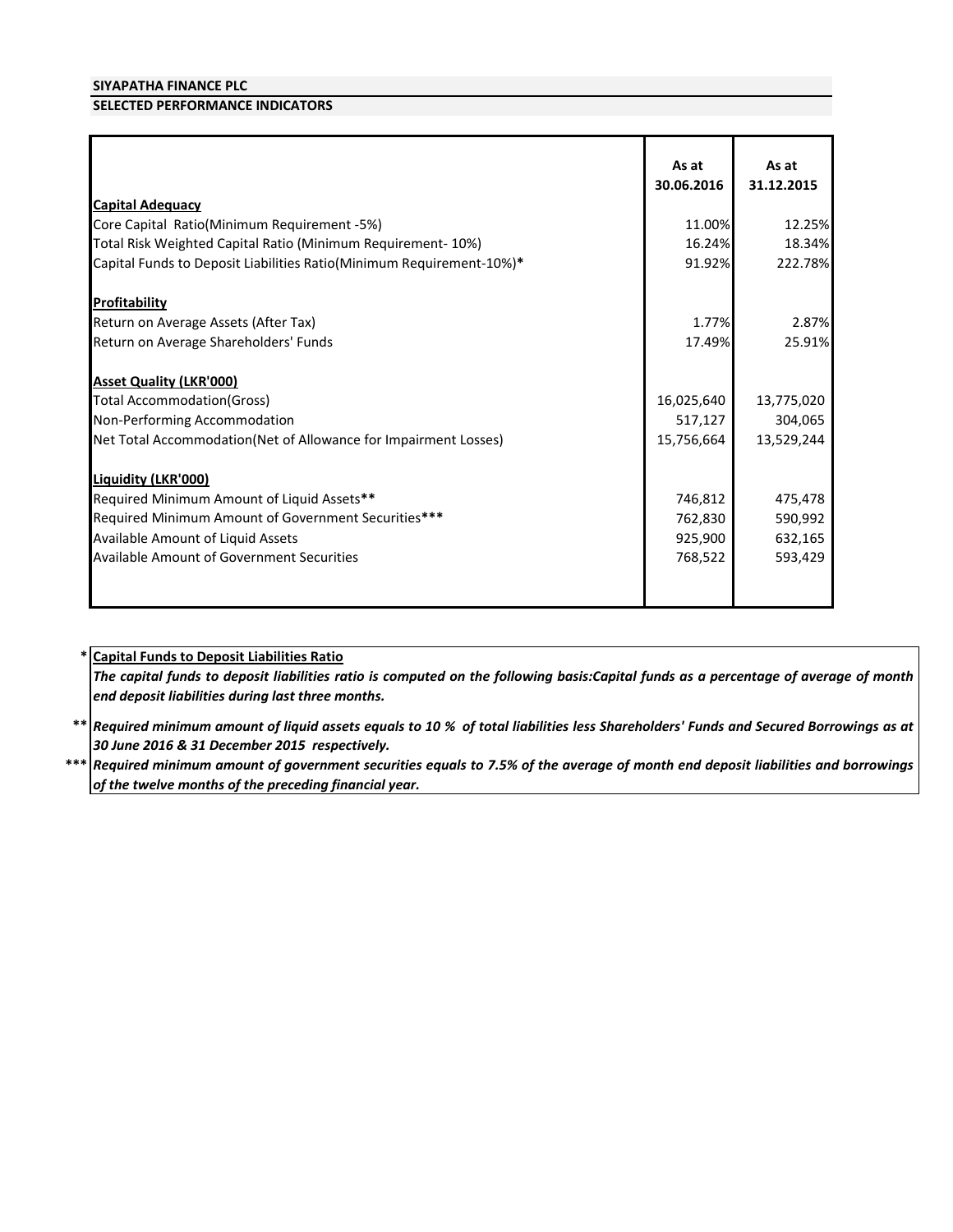**SIYAPATHA FINANCE PLC**

**SELECTED PERFORMANCE INDICATORS**

| | As at 30.06.2016 | As at 31.12.2015 |
|---|---|---|
| **Capital Adequacy** | | |
| Core Capital Ratio(Minimum Requirement -5%) | 11.00% | 12.25% |
| Total Risk Weighted Capital Ratio (Minimum Requirement- 10%) | 16.24% | 18.34% |
| Capital Funds to Deposit Liabilities Ratio(Minimum Requirement-10%)* | 91.92% | 222.78% |
| **Profitability** | | |
| Return on Average Assets (After Tax) | 1.77% | 2.87% |
| Return on Average Shareholders' Funds | 17.49% | 25.91% |
| **Asset Quality (LKR'000)** | | |
| Total Accommodation(Gross) | 16,025,640 | 13,775,020 |
| Non-Performing Accommodation | 517,127 | 304,065 |
| Net Total Accommodation(Net of Allowance for Impairment Losses) | 15,756,664 | 13,529,244 |
| **Liquidity (LKR'000)** | | |
| Required Minimum Amount of Liquid Assets** | 746,812 | 475,478 |
| Required Minimum Amount of Government Securities*** | 762,830 | 590,992 |
| Available Amount of Liquid Assets | 925,900 | 632,165 |
| Available Amount of Government Securities | 768,522 | 593,429 |

\* **Capital Funds to Deposit Liabilities Ratio**

***The capital funds to deposit liabilities ratio is computed on the following basis:Capital funds as a percentage of average of month end deposit liabilities during last three months.***

** ***Required minimum amount of liquid assets equals to 10 % of total liabilities less Shareholders' Funds and Secured Borrowings as at 30 June 2016 & 31 December 2015 respectively.***

*** ***Required minimum amount of government securities equals to 7.5% of the average of month end deposit liabilities and borrowings of the twelve months of the preceding financial year.***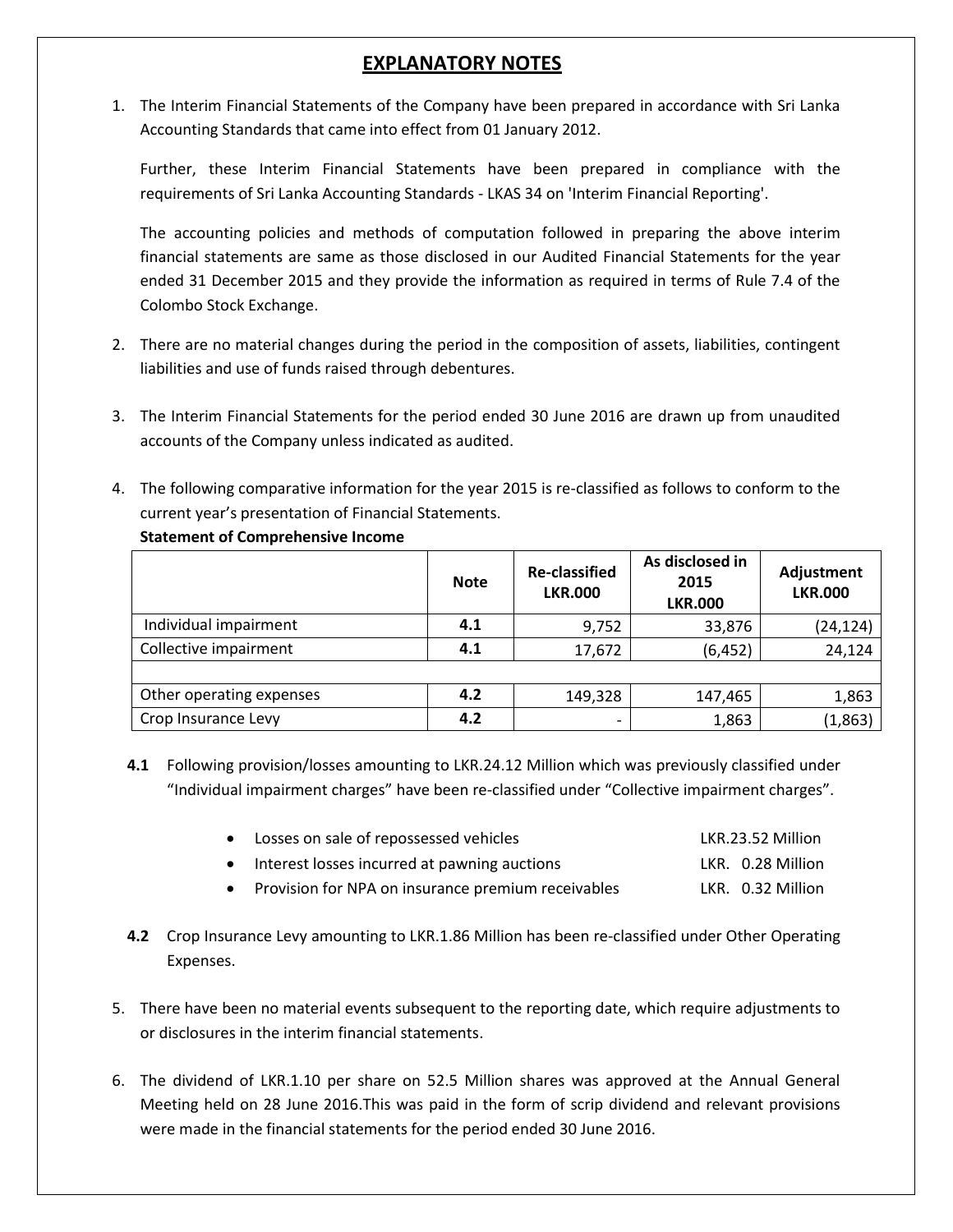# EXPLANATORY NOTES

1. The Interim Financial Statements of the Company have been prepared in accordance with Sri Lanka Accounting Standards that came into effect from 01 January 2012.

   Further, these Interim Financial Statements have been prepared in compliance with the requirements of Sri Lanka Accounting Standards - LKAS 34 on 'Interim Financial Reporting'.

   The accounting policies and methods of computation followed in preparing the above interim financial statements are same as those disclosed in our Audited Financial Statements for the year ended 31 December 2015 and they provide the information as required in terms of Rule 7.4 of the Colombo Stock Exchange.

2. There are no material changes during the period in the composition of assets, liabilities, contingent liabilities and use of funds raised through debentures.

3. The Interim Financial Statements for the period ended 30 June 2016 are drawn up from unaudited accounts of the Company unless indicated as audited.

4. The following comparative information for the year 2015 is re-classified as follows to conform to the current year's presentation of Financial Statements.

   **Statement of Comprehensive Income**

| | Note | Re-classified LKR.000 | As disclosed in 2015 LKR.000 | Adjustment LKR.000 |
|---|---|---|---|---|
| Individual impairment | **4.1** | 9,752 | 33,876 | (24,124) |
| Collective impairment | **4.1** | 17,672 | (6,452) | 24,124 |
| | | | | |
| Other operating expenses | **4.2** | 149,328 | 147,465 | 1,863 |
| Crop Insurance Levy | **4.2** | - | 1,863 | (1,863) |

   **4.1** Following provision/losses amounting to LKR.24.12 Million which was previously classified under "Individual impairment charges" have been re-classified under "Collective impairment charges".

   - Losses on sale of repossessed vehicles — LKR.23.52 Million
   - Interest losses incurred at pawning auctions — LKR. 0.28 Million
   - Provision for NPA on insurance premium receivables — LKR. 0.32 Million

   **4.2** Crop Insurance Levy amounting to LKR.1.86 Million has been re-classified under Other Operating Expenses.

5. There have been no material events subsequent to the reporting date, which require adjustments to or disclosures in the interim financial statements.

6. The dividend of LKR.1.10 per share on 52.5 Million shares was approved at the Annual General Meeting held on 28 June 2016.This was paid in the form of scrip dividend and relevant provisions were made in the financial statements for the period ended 30 June 2016.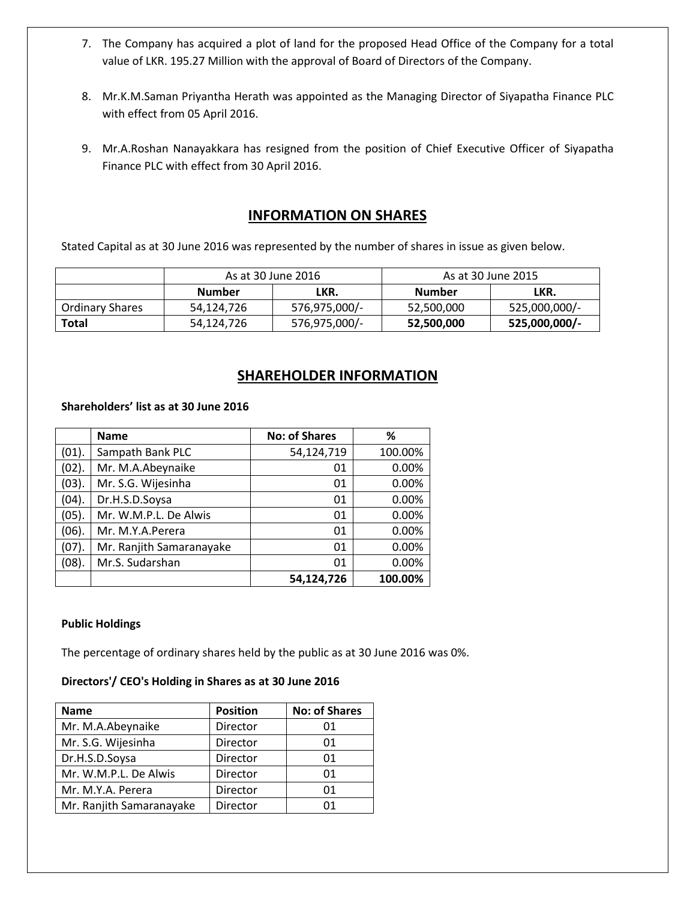7. The Company has acquired a plot of land for the proposed Head Office of the Company for a total value of LKR. 195.27 Million with the approval of Board of Directors of the Company.

8. Mr.K.M.Saman Priyantha Herath was appointed as the Managing Director of Siyapatha Finance PLC with effect from 05 April 2016.

9. Mr.A.Roshan Nanayakkara has resigned from the position of Chief Executive Officer of Siyapatha Finance PLC with effect from 30 April 2016.

## INFORMATION ON SHARES

Stated Capital as at 30 June 2016 was represented by the number of shares in issue as given below.

| | As at 30 June 2016 | | As at 30 June 2015 | |
|---|---|---|---|---|
| | **Number** | **LKR.** | **Number** | **LKR.** |
| Ordinary Shares | 54,124,726 | 576,975,000/- | 52,500,000 | 525,000,000/- |
| **Total** | 54,124,726 | 576,975,000/- | **52,500,000** | **525,000,000/-** |

## SHAREHOLDER INFORMATION

**Shareholders' list as at 30 June 2016**

| | Name | No: of Shares | % |
|---|---|---|---|
| (01). | Sampath Bank PLC | 54,124,719 | 100.00% |
| (02). | Mr. M.A.Abeynaike | 01 | 0.00% |
| (03). | Mr. S.G. Wijesinha | 01 | 0.00% |
| (04). | Dr.H.S.D.Soysa | 01 | 0.00% |
| (05). | Mr. W.M.P.L. De Alwis | 01 | 0.00% |
| (06). | Mr. M.Y.A.Perera | 01 | 0.00% |
| (07). | Mr. Ranjith Samaranayake | 01 | 0.00% |
| (08). | Mr.S. Sudarshan | 01 | 0.00% |
| | | **54,124,726** | **100.00%** |

**Public Holdings**

The percentage of ordinary shares held by the public as at 30 June 2016 was 0%.

**Directors'/ CEO's Holding in Shares as at 30 June 2016**

| Name | Position | No: of Shares |
|---|---|---|
| Mr. M.A.Abeynaike | Director | 01 |
| Mr. S.G. Wijesinha | Director | 01 |
| Dr.H.S.D.Soysa | Director | 01 |
| Mr. W.M.P.L. De Alwis | Director | 01 |
| Mr. M.Y.A. Perera | Director | 01 |
| Mr. Ranjith Samaranayake | Director | 01 |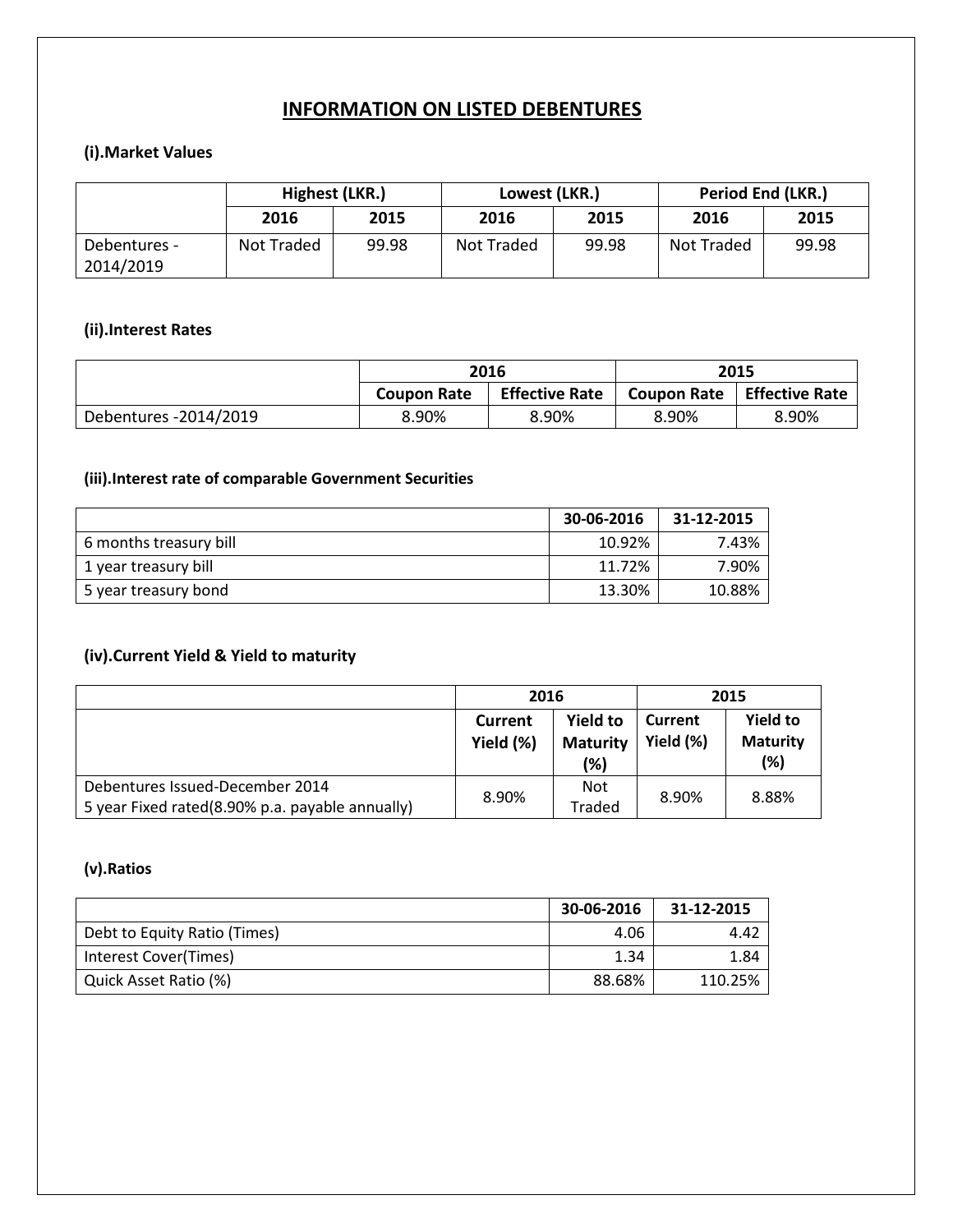# INFORMATION ON LISTED DEBENTURES

### (i).Market Values

| | Highest (LKR.) | | Lowest (LKR.) | | Period End (LKR.) | |
|---|---|---|---|---|---|---|
| | 2016 | 2015 | 2016 | 2015 | 2016 | 2015 |
| Debentures - 2014/2019 | Not Traded | 99.98 | Not Traded | 99.98 | Not Traded | 99.98 |

### (ii).Interest Rates

| | 2016 | | 2015 | |
|---|---|---|---|---|
| | Coupon Rate | Effective Rate | Coupon Rate | Effective Rate |
| Debentures -2014/2019 | 8.90% | 8.90% | 8.90% | 8.90% |

### (iii).Interest rate of comparable Government Securities

| | 30-06-2016 | 31-12-2015 |
|---|---|---|
| 6 months treasury bill | 10.92% | 7.43% |
| 1 year treasury bill | 11.72% | 7.90% |
| 5 year treasury bond | 13.30% | 10.88% |

### (iv).Current Yield & Yield to maturity

| | 2016 | | 2015 | |
|---|---|---|---|---|
| | Current Yield (%) | Yield to Maturity (%) | Current Yield (%) | Yield to Maturity (%) |
| Debentures Issued-December 2014<br>5 year Fixed rated(8.90% p.a. payable annually) | 8.90% | Not Traded | 8.90% | 8.88% |

### (v).Ratios

| | 30-06-2016 | 31-12-2015 |
|---|---|---|
| Debt to Equity Ratio (Times) | 4.06 | 4.42 |
| Interest Cover(Times) | 1.34 | 1.84 |
| Quick Asset Ratio (%) | 88.68% | 110.25% |